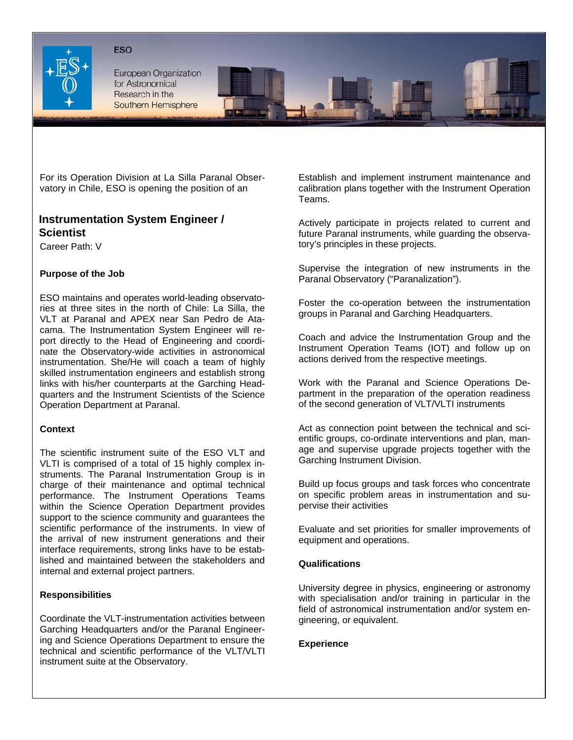ESO

European Organization for Astronomical Research in the Southern Hemisphere

For its Operation Division at La Silla Paranal Observatory in Chile, ESO is opening the position of an

## Instrumentation System Engineer / Scientist

Career Path: V

### Purpose of the Job

ESO maintains and operates world-leading observatories at three sites in the north of Chile: La Silla, the VLT at Paranal and APEX near San Pedro de Atacama. The Instrumentation System Engineer will report directly to the Head of Engineering and coordinate the Observatory-wide activities in astronomical instrumentation. She/He will coach a team of highly skilled instrumentation engineers and establish strong links with his/her counterparts at the Garching Headquarters and the Instrument Scientists of the Science Operation Department at Paranal.

### Context

The scientific instrument suite of the ESO VLT and VLTI is comprised of a total of 15 highly complex instruments. The Paranal Instrumentation Group is in charge of their maintenance and optimal technical performance. The Instrument Operations Teams within the Science Operation Department provides support to the science community and guarantees the scientific performance of the instruments. In view of the arrival of new instrument generations and their interface requirements, strong links have to be established and maintained between the stakeholders and internal and external project partners.

### Responsibilities

Coordinate the VLT-instrumentation activities between Garching Headquarters and/or the Paranal Engineering and Science Operations Department to ensure the technical and scientific performance of the VLT/VLTI instrument suite at the Observatory.

Establish and implement instrument maintenance and calibration plans together with the Instrument Operation Teams.

Actively participate in projects related to current and future Paranal instruments, while guarding the observatory's principles in these projects.

Supervise the integration of new instruments in the Paranal Observatory ("Paranalization").

Foster the co-operation between the instrumentation groups in Paranal and Garching Headquarters.

Coach and advice the Instrumentation Group and the Instrument Operation Teams (IOT) and follow up on actions derived from the respective meetings.

Work with the Paranal and Science Operations Department in the preparation of the operation readiness of the second generation of VLT/VLTI instruments

Act as connection point between the technical and scientific groups, co-ordinate interventions and plan, manage and supervise upgrade projects together with the Garching Instrument Division.

Build up focus groups and task forces who concentrate on specific problem areas in instrumentation and supervise their activities

Evaluate and set priorities for smaller improvements of equipment and operations.

### Qualifications

University degree in physics, engineering or astronomy with specialisation and/or training in particular in the field of astronomical instrumentation and/or system engineering, or equivalent.

### Experience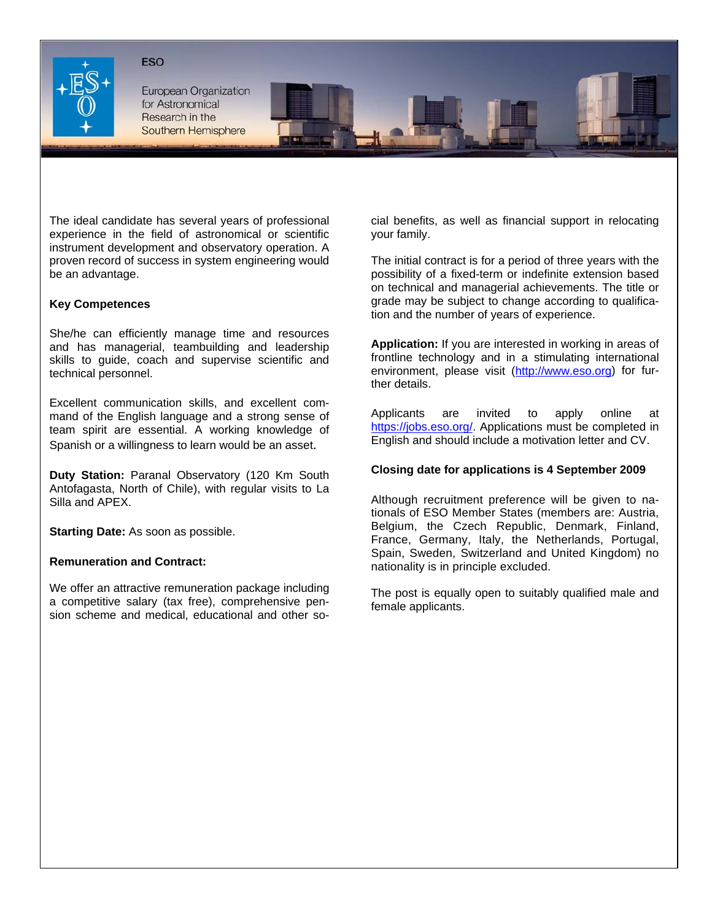ESO

European Organization for Astronomical Research in the Southern Hemisphere

The ideal candidate has several years of professional experience in the field of astronomical or scientific instrument development and observatory operation. A proven record of success in system engineering would be an advantage.

**Key Competences**

She/he can efficiently manage time and resources and has managerial, teambuilding and leadership skills to guide, coach and supervise scientific and technical personnel.

Excellent communication skills, and excellent command of the English language and a strong sense of team spirit are essential. A working knowledge of Spanish or a willingness to learn would be an asset.

**Duty Station:** Paranal Observatory (120 Km South Antofagasta, North of Chile), with regular visits to La Silla and APEX.

**Starting Date:** As soon as possible.

**Remuneration and Contract:**

We offer an attractive remuneration package including a competitive salary (tax free), comprehensive pension scheme and medical, educational and other social benefits, as well as financial support in relocating your family.

The initial contract is for a period of three years with the possibility of a fixed-term or indefinite extension based on technical and managerial achievements. The title or grade may be subject to change according to qualification and the number of years of experience.

**Application:** If you are interested in working in areas of frontline technology and in a stimulating international environment, please visit (http://www.eso.org) for further details.

Applicants are invited to apply online at https://jobs.eso.org/. Applications must be completed in English and should include a motivation letter and CV.

**Closing date for applications is 4 September 2009**

Although recruitment preference will be given to nationals of ESO Member States (members are: Austria, Belgium, the Czech Republic, Denmark, Finland, France, Germany, Italy, the Netherlands, Portugal, Spain, Sweden, Switzerland and United Kingdom) no nationality is in principle excluded.

The post is equally open to suitably qualified male and female applicants.